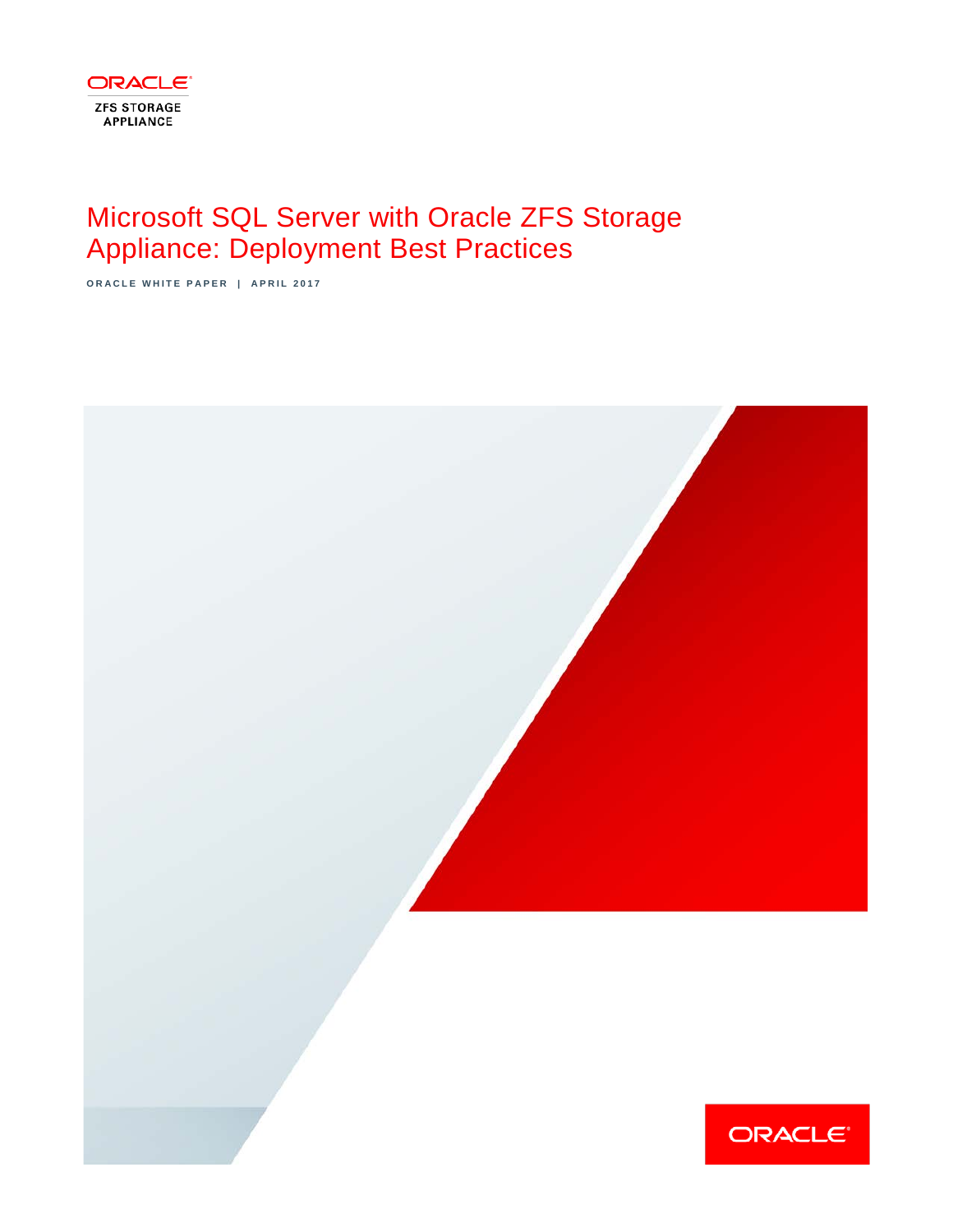ORACLE

ZFS STORAGE APPLIANCE

# Microsoft SQL Server with Oracle ZFS Storage Appliance: Deployment Best Practices

ORACLE WHITE PAPER | APRIL 2017

ORACLE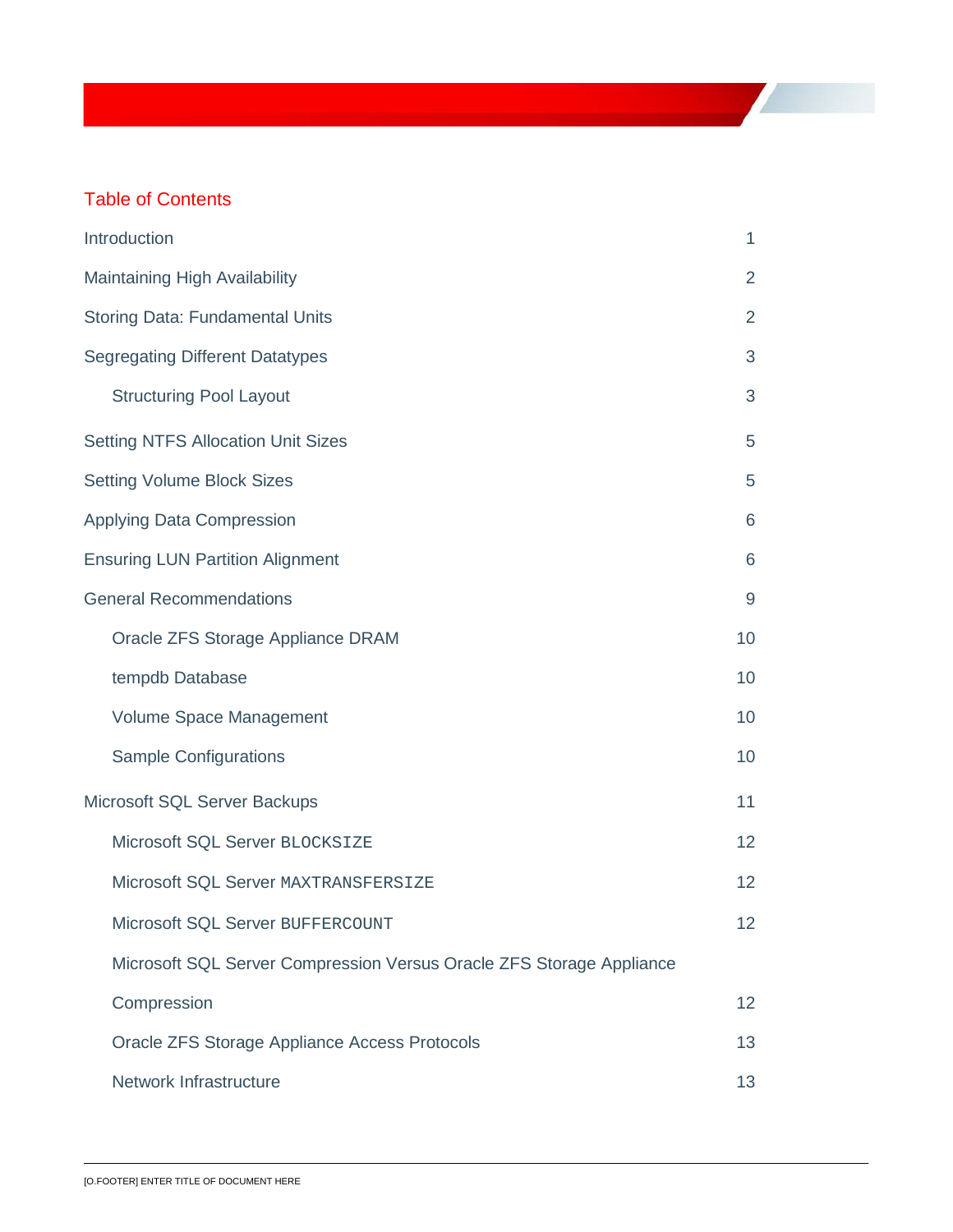## Table of Contents

| | |
|---|---|
| Introduction | 1 |
| Maintaining High Availability | 2 |
| Storing Data: Fundamental Units | 2 |
| Segregating Different Datatypes | 3 |
|     Structuring Pool Layout | 3 |
| Setting NTFS Allocation Unit Sizes | 5 |
| Setting Volume Block Sizes | 5 |
| Applying Data Compression | 6 |
| Ensuring LUN Partition Alignment | 6 |
| General Recommendations | 9 |
|     Oracle ZFS Storage Appliance DRAM | 10 |
|     tempdb Database | 10 |
|     Volume Space Management | 10 |
|     Sample Configurations | 10 |
| Microsoft SQL Server Backups | 11 |
|     Microsoft SQL Server `BLOCKSIZE` | 12 |
|     Microsoft SQL Server `MAXTRANSFERSIZE` | 12 |
|     Microsoft SQL Server `BUFFERCOUNT` | 12 |
|     Microsoft SQL Server Compression Versus Oracle ZFS Storage Appliance Compression | 12 |
|     Oracle ZFS Storage Appliance Access Protocols | 13 |
|     Network Infrastructure | 13 |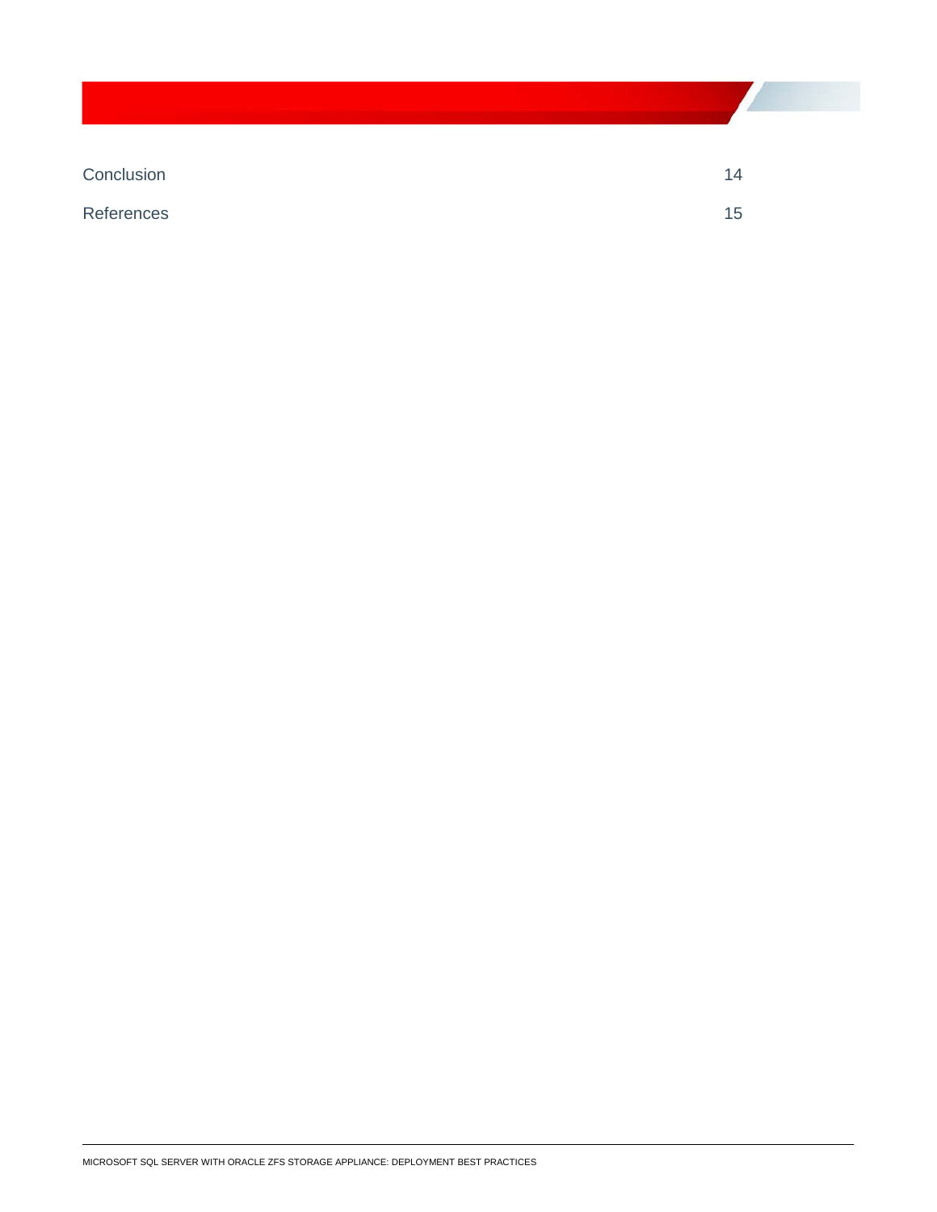Conclusion 14

References 15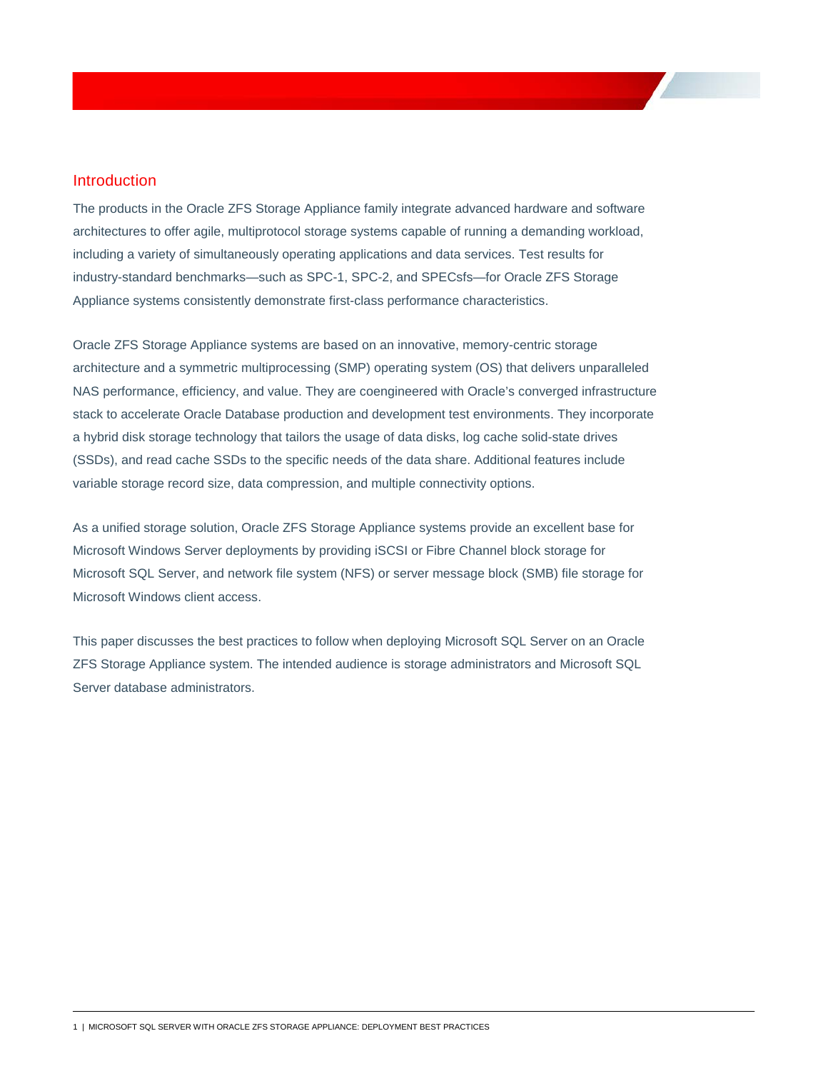## Introduction

The products in the Oracle ZFS Storage Appliance family integrate advanced hardware and software architectures to offer agile, multiprotocol storage systems capable of running a demanding workload, including a variety of simultaneously operating applications and data services. Test results for industry-standard benchmarks—such as SPC-1, SPC-2, and SPECsfs—for Oracle ZFS Storage Appliance systems consistently demonstrate first-class performance characteristics.

Oracle ZFS Storage Appliance systems are based on an innovative, memory-centric storage architecture and a symmetric multiprocessing (SMP) operating system (OS) that delivers unparalleled NAS performance, efficiency, and value. They are coengineered with Oracle's converged infrastructure stack to accelerate Oracle Database production and development test environments. They incorporate a hybrid disk storage technology that tailors the usage of data disks, log cache solid-state drives (SSDs), and read cache SSDs to the specific needs of the data share. Additional features include variable storage record size, data compression, and multiple connectivity options.

As a unified storage solution, Oracle ZFS Storage Appliance systems provide an excellent base for Microsoft Windows Server deployments by providing iSCSI or Fibre Channel block storage for Microsoft SQL Server, and network file system (NFS) or server message block (SMB) file storage for Microsoft Windows client access.

This paper discusses the best practices to follow when deploying Microsoft SQL Server on an Oracle ZFS Storage Appliance system. The intended audience is storage administrators and Microsoft SQL Server database administrators.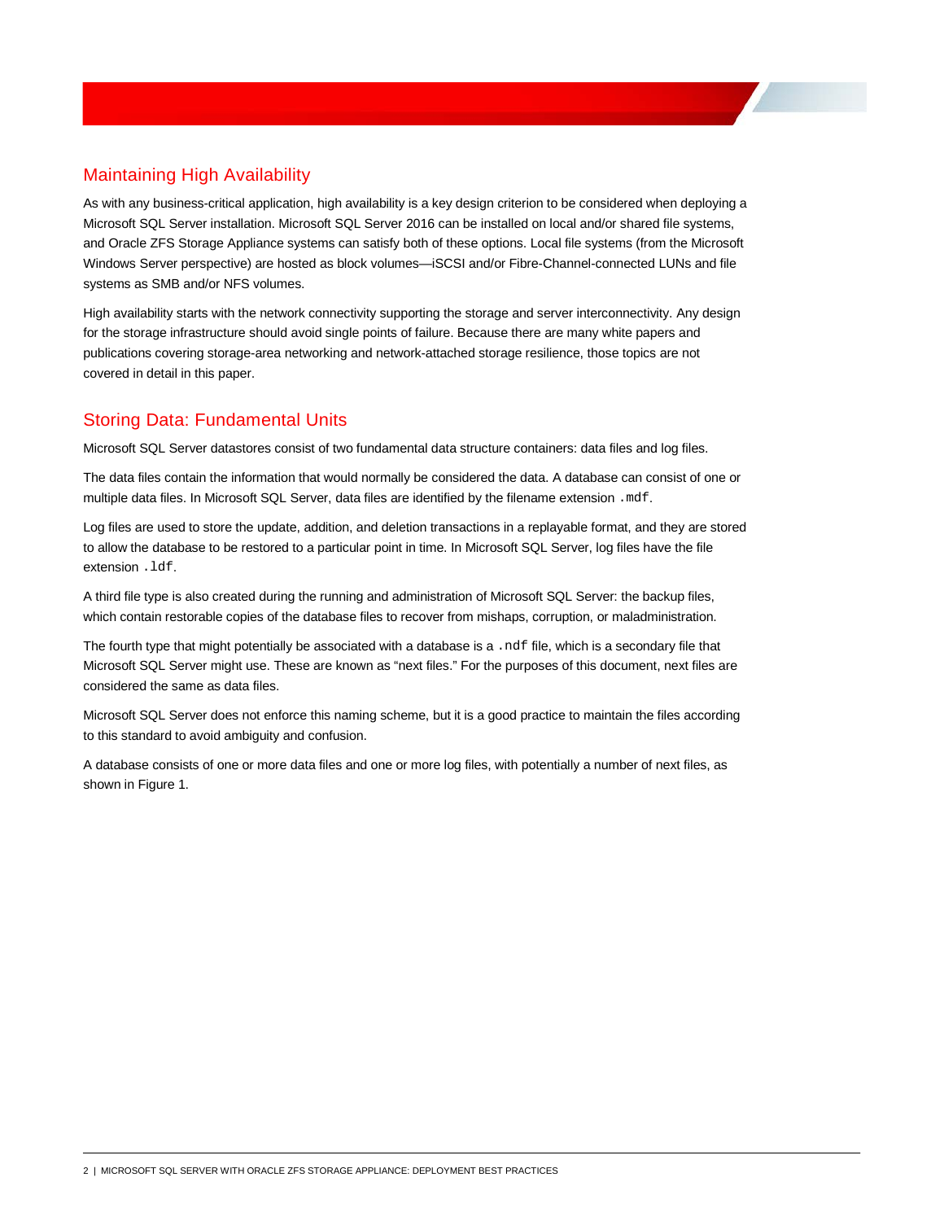## Maintaining High Availability

As with any business-critical application, high availability is a key design criterion to be considered when deploying a Microsoft SQL Server installation. Microsoft SQL Server 2016 can be installed on local and/or shared file systems, and Oracle ZFS Storage Appliance systems can satisfy both of these options. Local file systems (from the Microsoft Windows Server perspective) are hosted as block volumes—iSCSI and/or Fibre-Channel-connected LUNs and file systems as SMB and/or NFS volumes.

High availability starts with the network connectivity supporting the storage and server interconnectivity. Any design for the storage infrastructure should avoid single points of failure. Because there are many white papers and publications covering storage-area networking and network-attached storage resilience, those topics are not covered in detail in this paper.

## Storing Data: Fundamental Units

Microsoft SQL Server datastores consist of two fundamental data structure containers: data files and log files.

The data files contain the information that would normally be considered the data. A database can consist of one or multiple data files. In Microsoft SQL Server, data files are identified by the filename extension `.mdf`.

Log files are used to store the update, addition, and deletion transactions in a replayable format, and they are stored to allow the database to be restored to a particular point in time. In Microsoft SQL Server, log files have the file extension `.ldf`.

A third file type is also created during the running and administration of Microsoft SQL Server: the backup files, which contain restorable copies of the database files to recover from mishaps, corruption, or maladministration.

The fourth type that might potentially be associated with a database is a `.ndf` file, which is a secondary file that Microsoft SQL Server might use. These are known as “next files.” For the purposes of this document, next files are considered the same as data files.

Microsoft SQL Server does not enforce this naming scheme, but it is a good practice to maintain the files according to this standard to avoid ambiguity and confusion.

A database consists of one or more data files and one or more log files, with potentially a number of next files, as shown in Figure 1.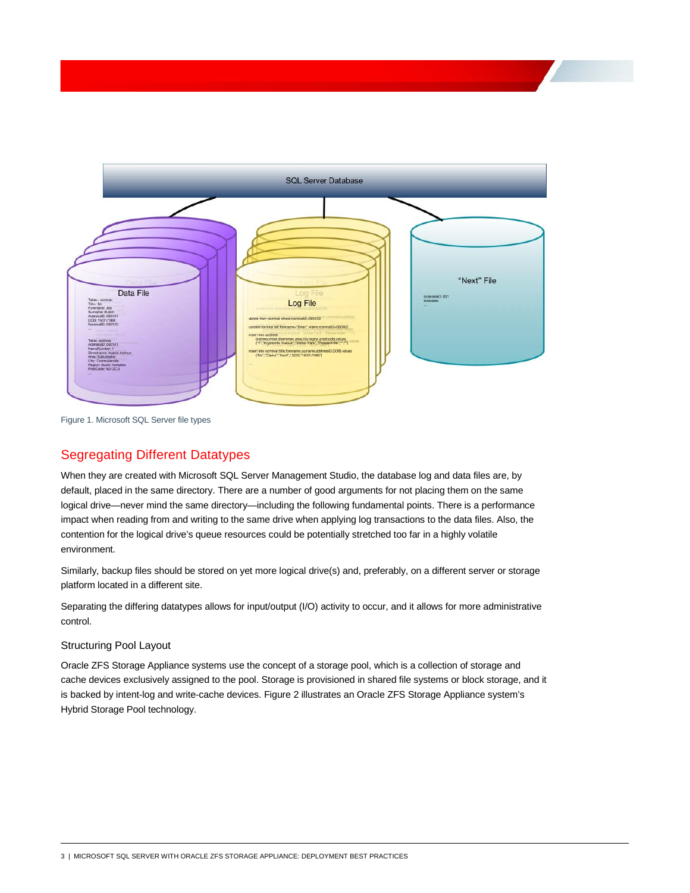Figure 1. Microsoft SQL Server file types

## Segregating Different Datatypes

When they are created with Microsoft SQL Server Management Studio, the database log and data files are, by default, placed in the same directory. There are a number of good arguments for not placing them on the same logical drive—never mind the same directory—including the following fundamental points. There is a performance impact when reading from and writing to the same drive when applying log transactions to the data files. Also, the contention for the logical drive's queue resources could be potentially stretched too far in a highly volatile environment.

Similarly, backup files should be stored on yet more logical drive(s) and, preferably, on a different server or storage platform located in a different site.

Separating the differing datatypes allows for input/output (I/O) activity to occur, and it allows for more administrative control.

### Structuring Pool Layout

Oracle ZFS Storage Appliance systems use the concept of a storage pool, which is a collection of storage and cache devices exclusively assigned to the pool. Storage is provisioned in shared file systems or block storage, and it is backed by intent-log and write-cache devices. Figure 2 illustrates an Oracle ZFS Storage Appliance system's Hybrid Storage Pool technology.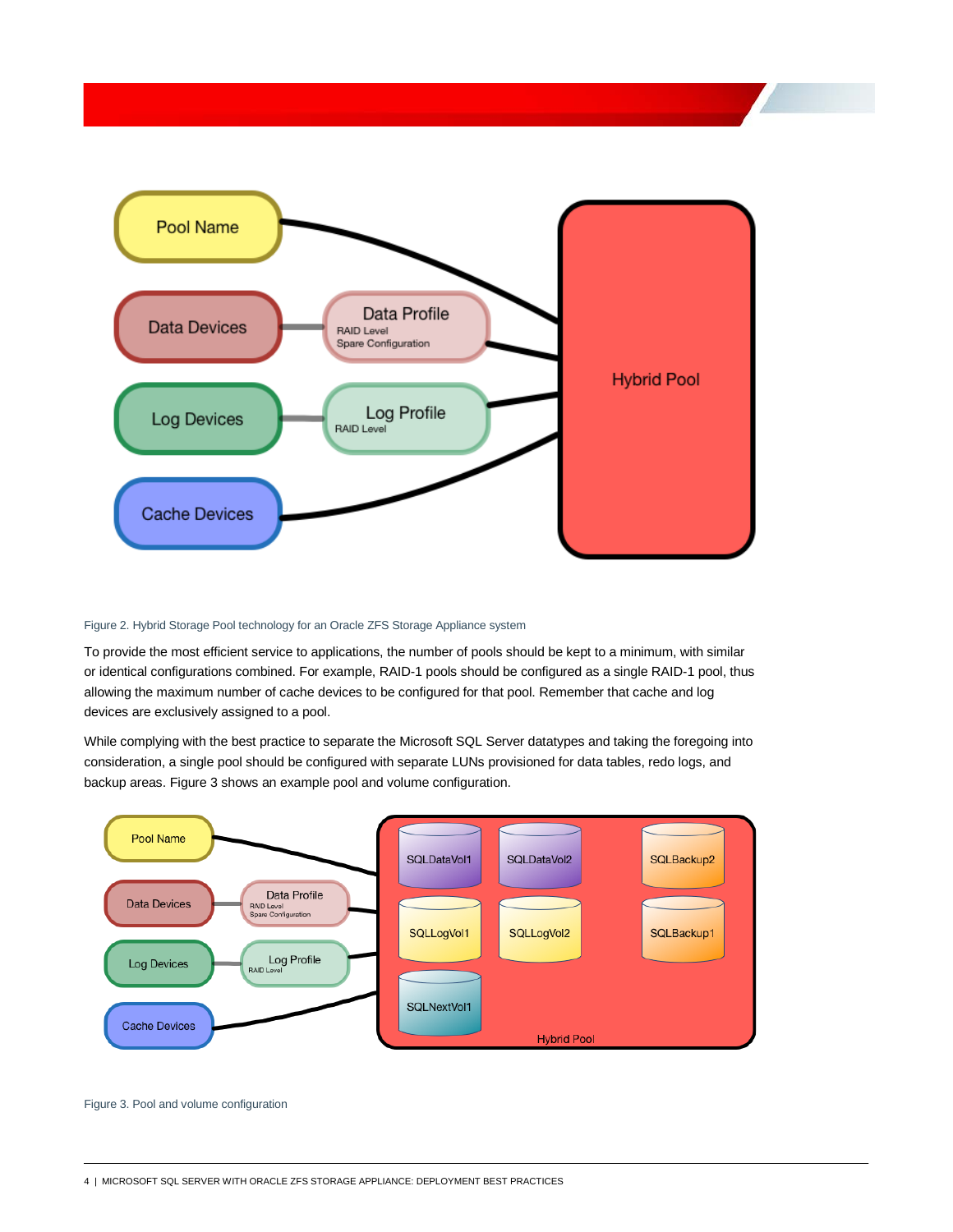Figure 2. Hybrid Storage Pool technology for an Oracle ZFS Storage Appliance system

To provide the most efficient service to applications, the number of pools should be kept to a minimum, with similar or identical configurations combined. For example, RAID-1 pools should be configured as a single RAID-1 pool, thus allowing the maximum number of cache devices to be configured for that pool. Remember that cache and log devices are exclusively assigned to a pool.

While complying with the best practice to separate the Microsoft SQL Server datatypes and taking the foregoing into consideration, a single pool should be configured with separate LUNs provisioned for data tables, redo logs, and backup areas. Figure 3 shows an example pool and volume configuration.

Figure 3. Pool and volume configuration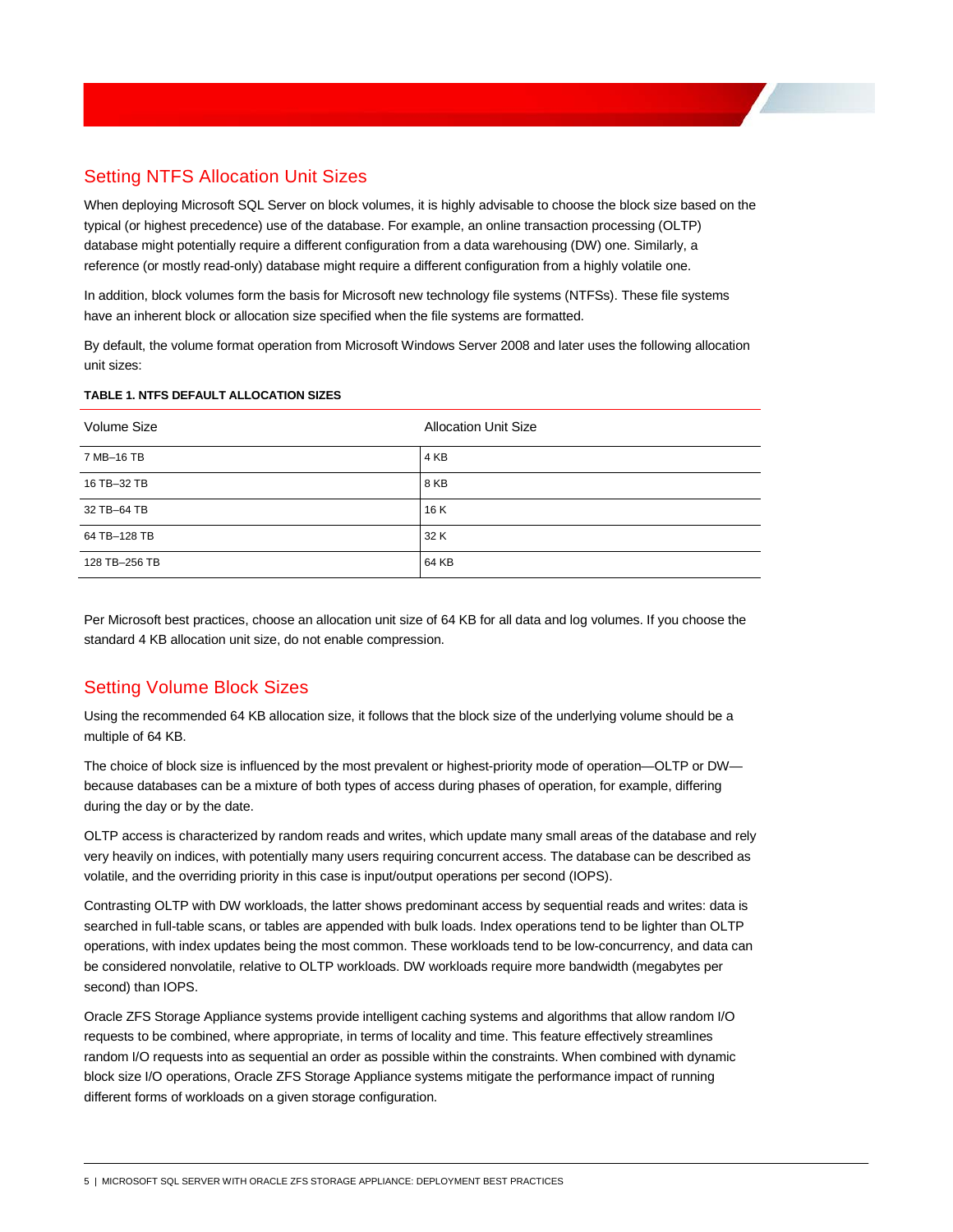## Setting NTFS Allocation Unit Sizes

When deploying Microsoft SQL Server on block volumes, it is highly advisable to choose the block size based on the typical (or highest precedence) use of the database. For example, an online transaction processing (OLTP) database might potentially require a different configuration from a data warehousing (DW) one. Similarly, a reference (or mostly read-only) database might require a different configuration from a highly volatile one.

In addition, block volumes form the basis for Microsoft new technology file systems (NTFSs). These file systems have an inherent block or allocation size specified when the file systems are formatted.

By default, the volume format operation from Microsoft Windows Server 2008 and later uses the following allocation unit sizes:

**TABLE 1. NTFS DEFAULT ALLOCATION SIZES**

| Volume Size | Allocation Unit Size |
|---|---|
| 7 MB–16 TB | 4 KB |
| 16 TB–32 TB | 8 KB |
| 32 TB–64 TB | 16 K |
| 64 TB–128 TB | 32 K |
| 128 TB–256 TB | 64 KB |

Per Microsoft best practices, choose an allocation unit size of 64 KB for all data and log volumes. If you choose the standard 4 KB allocation unit size, do not enable compression.

## Setting Volume Block Sizes

Using the recommended 64 KB allocation size, it follows that the block size of the underlying volume should be a multiple of 64 KB.

The choice of block size is influenced by the most prevalent or highest-priority mode of operation—OLTP or DW—because databases can be a mixture of both types of access during phases of operation, for example, differing during the day or by the date.

OLTP access is characterized by random reads and writes, which update many small areas of the database and rely very heavily on indices, with potentially many users requiring concurrent access. The database can be described as volatile, and the overriding priority in this case is input/output operations per second (IOPS).

Contrasting OLTP with DW workloads, the latter shows predominant access by sequential reads and writes: data is searched in full-table scans, or tables are appended with bulk loads. Index operations tend to be lighter than OLTP operations, with index updates being the most common. These workloads tend to be low-concurrency, and data can be considered nonvolatile, relative to OLTP workloads. DW workloads require more bandwidth (megabytes per second) than IOPS.

Oracle ZFS Storage Appliance systems provide intelligent caching systems and algorithms that allow random I/O requests to be combined, where appropriate, in terms of locality and time. This feature effectively streamlines random I/O requests into as sequential an order as possible within the constraints. When combined with dynamic block size I/O operations, Oracle ZFS Storage Appliance systems mitigate the performance impact of running different forms of workloads on a given storage configuration.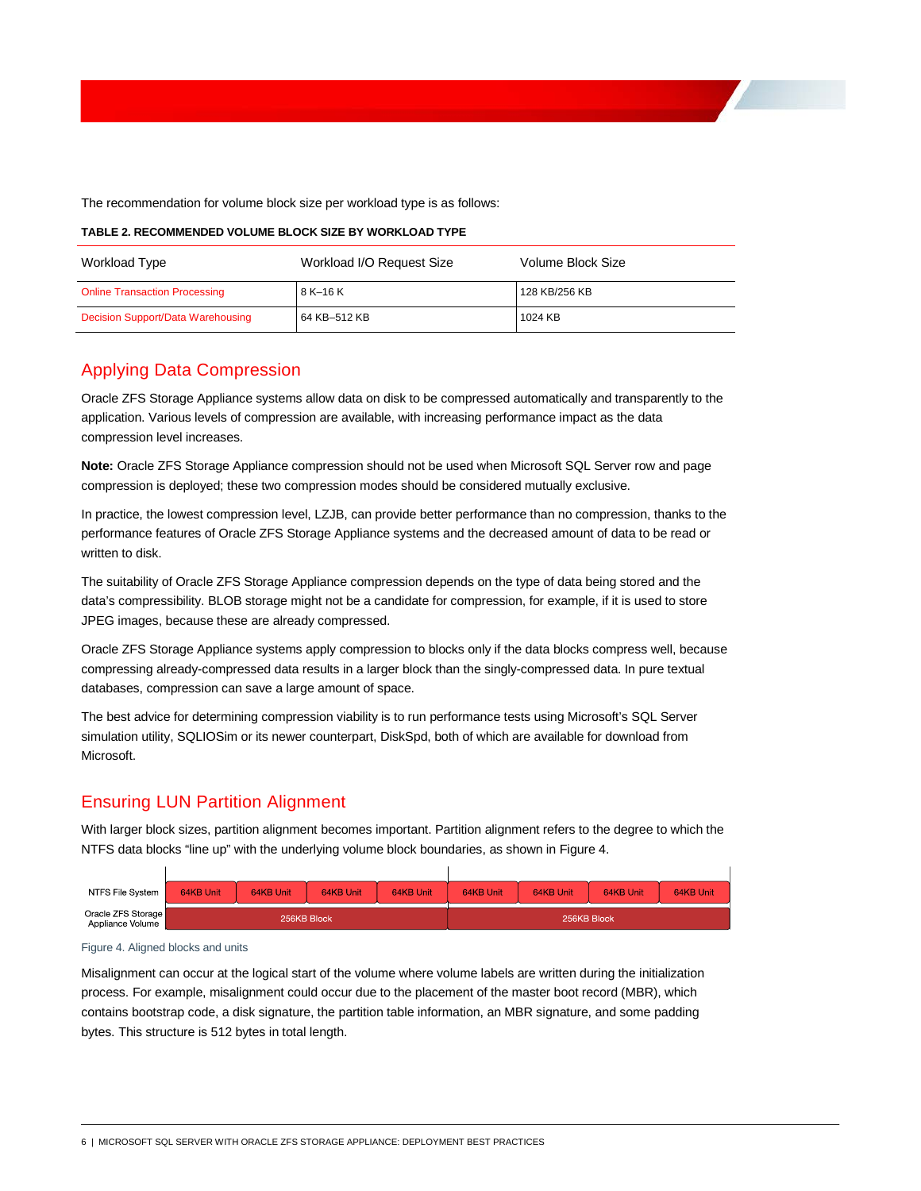The recommendation for volume block size per workload type is as follows:

**TABLE 2. RECOMMENDED VOLUME BLOCK SIZE BY WORKLOAD TYPE**

| Workload Type | Workload I/O Request Size | Volume Block Size |
|---|---|---|
| Online Transaction Processing | 8 K–16 K | 128 KB/256 KB |
| Decision Support/Data Warehousing | 64 KB–512 KB | 1024 KB |

## Applying Data Compression

Oracle ZFS Storage Appliance systems allow data on disk to be compressed automatically and transparently to the application. Various levels of compression are available, with increasing performance impact as the data compression level increases.

**Note:** Oracle ZFS Storage Appliance compression should not be used when Microsoft SQL Server row and page compression is deployed; these two compression modes should be considered mutually exclusive.

In practice, the lowest compression level, LZJB, can provide better performance than no compression, thanks to the performance features of Oracle ZFS Storage Appliance systems and the decreased amount of data to be read or written to disk.

The suitability of Oracle ZFS Storage Appliance compression depends on the type of data being stored and the data's compressibility. BLOB storage might not be a candidate for compression, for example, if it is used to store JPEG images, because these are already compressed.

Oracle ZFS Storage Appliance systems apply compression to blocks only if the data blocks compress well, because compressing already-compressed data results in a larger block than the singly-compressed data. In pure textual databases, compression can save a large amount of space.

The best advice for determining compression viability is to run performance tests using Microsoft's SQL Server simulation utility, SQLIOSim or its newer counterpart, DiskSpd, both of which are available for download from Microsoft.

## Ensuring LUN Partition Alignment

With larger block sizes, partition alignment becomes important. Partition alignment refers to the degree to which the NTFS data blocks "line up" with the underlying volume block boundaries, as shown in Figure 4.

| NTFS File System | 64KB Unit | 64KB Unit | 64KB Unit | 64KB Unit | 64KB Unit | 64KB Unit | 64KB Unit | 64KB Unit |
|---|---|---|---|---|---|---|---|---|
| Oracle ZFS Storage Appliance Volume | 256KB Block | | | | 256KB Block | | | |

Figure 4. Aligned blocks and units

Misalignment can occur at the logical start of the volume where volume labels are written during the initialization process. For example, misalignment could occur due to the placement of the master boot record (MBR), which contains bootstrap code, a disk signature, the partition table information, an MBR signature, and some padding bytes. This structure is 512 bytes in total length.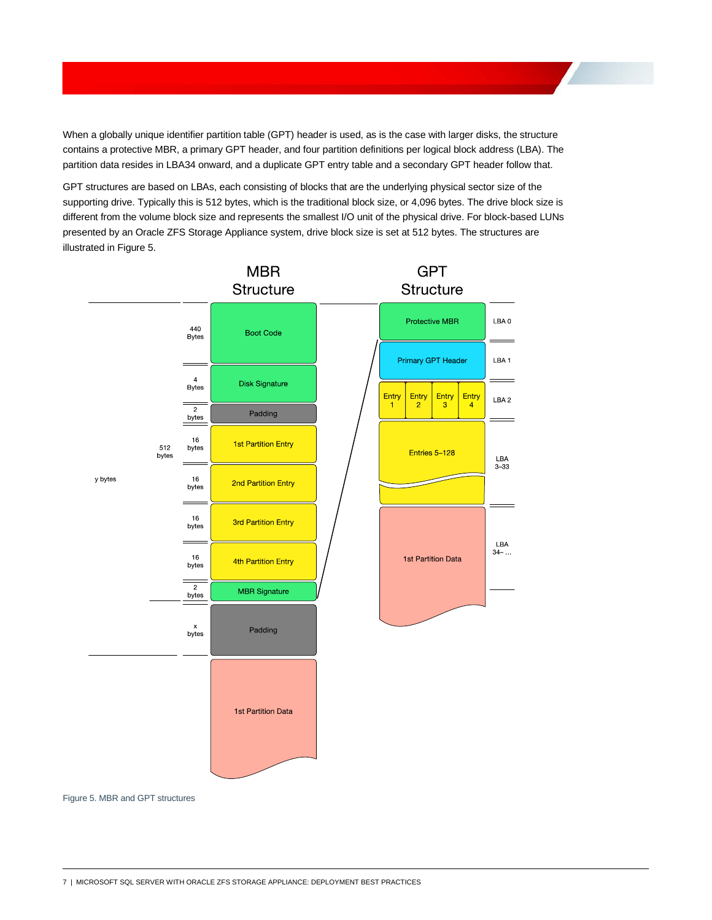When a globally unique identifier partition table (GPT) header is used, as is the case with larger disks, the structure contains a protective MBR, a primary GPT header, and four partition definitions per logical block address (LBA). The partition data resides in LBA34 onward, and a duplicate GPT entry table and a secondary GPT header follow that.

GPT structures are based on LBAs, each consisting of blocks that are the underlying physical sector size of the supporting drive. Typically this is 512 bytes, which is the traditional block size, or 4,096 bytes. The drive block size is different from the volume block size and represents the smallest I/O unit of the physical drive. For block-based LUNs presented by an Oracle ZFS Storage Appliance system, drive block size is set at 512 bytes. The structures are illustrated in Figure 5.

Figure 5. MBR and GPT structures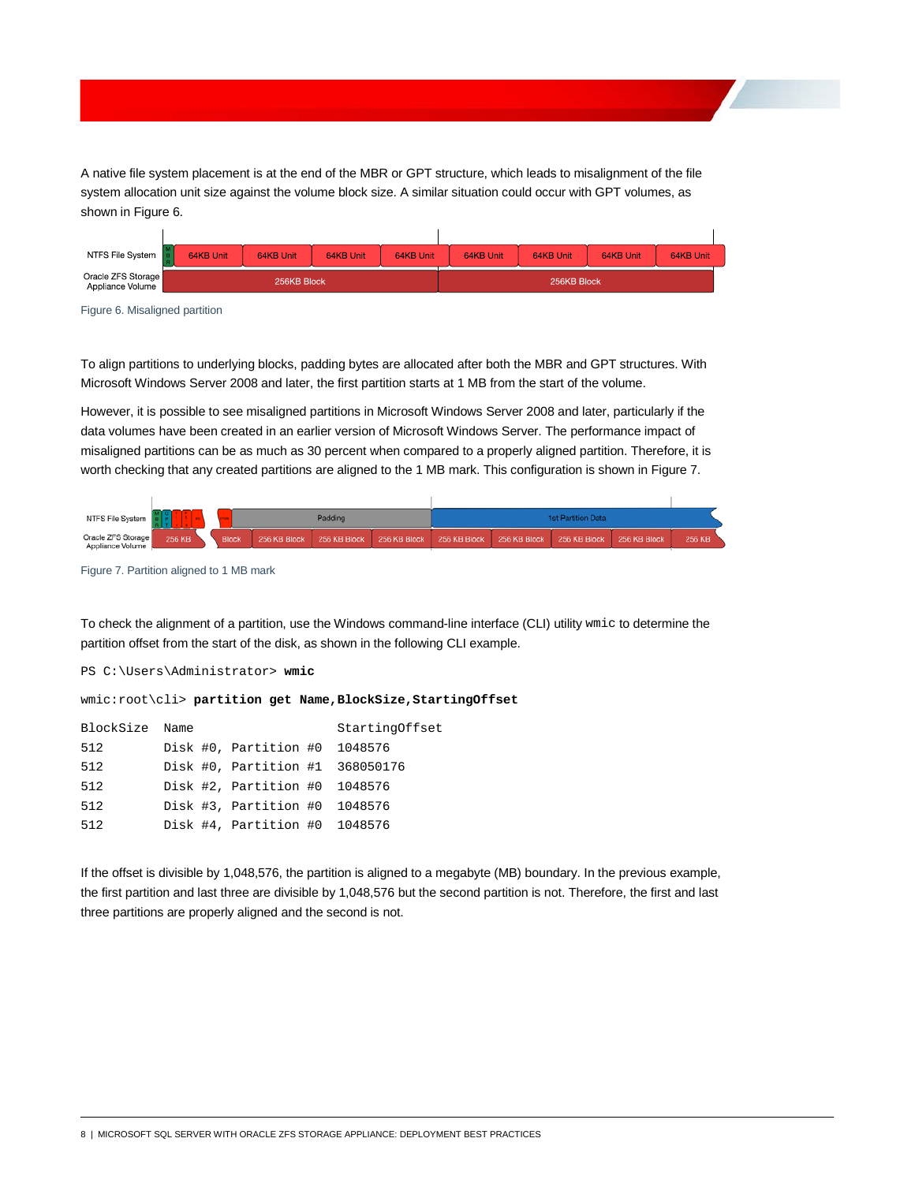A native file system placement is at the end of the MBR or GPT structure, which leads to misalignment of the file system allocation unit size against the volume block size. A similar situation could occur with GPT volumes, as shown in Figure 6.

Figure 6. Misaligned partition

To align partitions to underlying blocks, padding bytes are allocated after both the MBR and GPT structures. With Microsoft Windows Server 2008 and later, the first partition starts at 1 MB from the start of the volume.

However, it is possible to see misaligned partitions in Microsoft Windows Server 2008 and later, particularly if the data volumes have been created in an earlier version of Microsoft Windows Server. The performance impact of misaligned partitions can be as much as 30 percent when compared to a properly aligned partition. Therefore, it is worth checking that any created partitions are aligned to the 1 MB mark. This configuration is shown in Figure 7.

Figure 7. Partition aligned to 1 MB mark

To check the alignment of a partition, use the Windows command-line interface (CLI) utility `wmic` to determine the partition offset from the start of the disk, as shown in the following CLI example.

```
PS C:\Users\Administrator> wmic

wmic:root\cli> partition get Name,BlockSize,StartingOffset

BlockSize  Name                  StartingOffset
512        Disk #0, Partition #0  1048576
512        Disk #0, Partition #1  368050176
512        Disk #2, Partition #0  1048576
512        Disk #3, Partition #0  1048576
512        Disk #4, Partition #0  1048576
```

If the offset is divisible by 1,048,576, the partition is aligned to a megabyte (MB) boundary. In the previous example, the first partition and last three are divisible by 1,048,576 but the second partition is not. Therefore, the first and last three partitions are properly aligned and the second is not.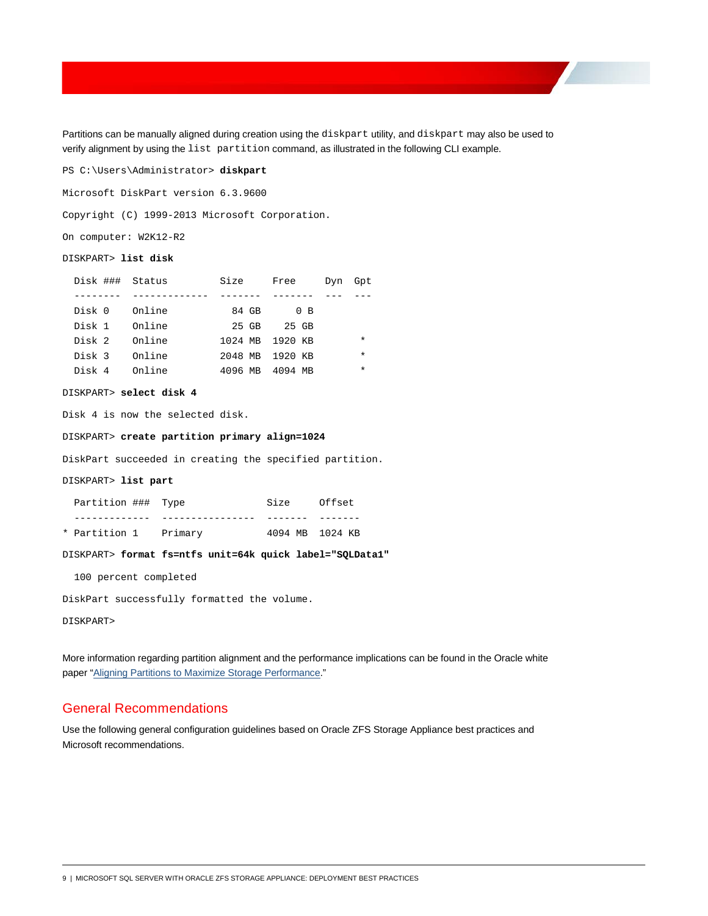Partitions can be manually aligned during creation using the `diskpart` utility, and `diskpart` may also be used to verify alignment by using the `list partition` command, as illustrated in the following CLI example.

```
PS C:\Users\Administrator> diskpart

Microsoft DiskPart version 6.3.9600

Copyright (C) 1999-2013 Microsoft Corporation.

On computer: W2K12-R2

DISKPART> list disk

  Disk ###  Status         Size     Free     Dyn  Gpt
  --------  -------------  -------  -------  ---  ---
  Disk 0    Online           84 GB      0 B
  Disk 1    Online           25 GB    25 GB
  Disk 2    Online         1024 MB  1920 KB        *
  Disk 3    Online         2048 MB  1920 KB        *
  Disk 4    Online         4096 MB  4094 MB        *

DISKPART> select disk 4

Disk 4 is now the selected disk.

DISKPART> create partition primary align=1024

DiskPart succeeded in creating the specified partition.

DISKPART> list part

  Partition ###  Type              Size     Offset
  -------------  ----------------  -------  -------
* Partition 1    Primary           4094 MB  1024 KB

DISKPART> format fs=ntfs unit=64k quick label="SQLData1"

  100 percent completed

DiskPart successfully formatted the volume.

DISKPART>
```

More information regarding partition alignment and the performance implications can be found in the Oracle white paper "Aligning Partitions to Maximize Storage Performance."

## General Recommendations

Use the following general configuration guidelines based on Oracle ZFS Storage Appliance best practices and Microsoft recommendations.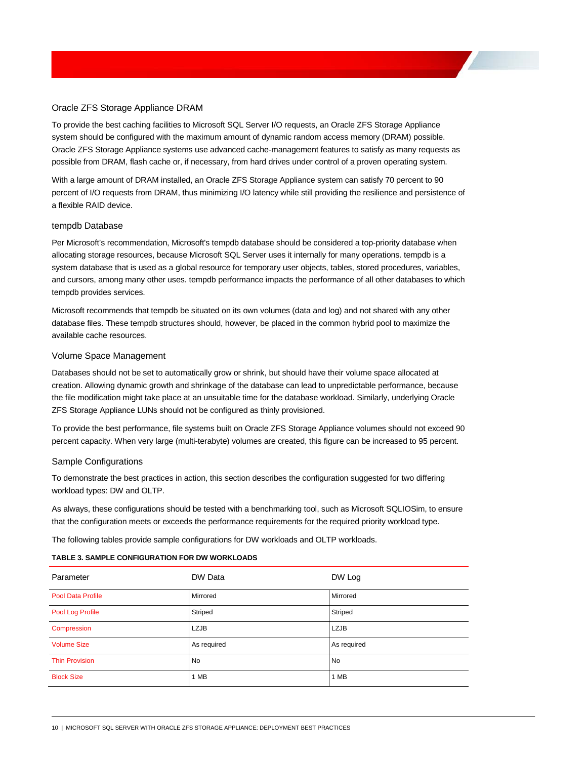### Oracle ZFS Storage Appliance DRAM

To provide the best caching facilities to Microsoft SQL Server I/O requests, an Oracle ZFS Storage Appliance system should be configured with the maximum amount of dynamic random access memory (DRAM) possible. Oracle ZFS Storage Appliance systems use advanced cache-management features to satisfy as many requests as possible from DRAM, flash cache or, if necessary, from hard drives under control of a proven operating system.

With a large amount of DRAM installed, an Oracle ZFS Storage Appliance system can satisfy 70 percent to 90 percent of I/O requests from DRAM, thus minimizing I/O latency while still providing the resilience and persistence of a flexible RAID device.

### tempdb Database

Per Microsoft's recommendation, Microsoft's tempdb database should be considered a top-priority database when allocating storage resources, because Microsoft SQL Server uses it internally for many operations. tempdb is a system database that is used as a global resource for temporary user objects, tables, stored procedures, variables, and cursors, among many other uses. tempdb performance impacts the performance of all other databases to which tempdb provides services.

Microsoft recommends that tempdb be situated on its own volumes (data and log) and not shared with any other database files. These tempdb structures should, however, be placed in the common hybrid pool to maximize the available cache resources.

### Volume Space Management

Databases should not be set to automatically grow or shrink, but should have their volume space allocated at creation. Allowing dynamic growth and shrinkage of the database can lead to unpredictable performance, because the file modification might take place at an unsuitable time for the database workload. Similarly, underlying Oracle ZFS Storage Appliance LUNs should not be configured as thinly provisioned.

To provide the best performance, file systems built on Oracle ZFS Storage Appliance volumes should not exceed 90 percent capacity. When very large (multi-terabyte) volumes are created, this figure can be increased to 95 percent.

### Sample Configurations

To demonstrate the best practices in action, this section describes the configuration suggested for two differing workload types: DW and OLTP.

As always, these configurations should be tested with a benchmarking tool, such as Microsoft SQLIOSim, to ensure that the configuration meets or exceeds the performance requirements for the required priority workload type.

The following tables provide sample configurations for DW workloads and OLTP workloads.

**TABLE 3. SAMPLE CONFIGURATION FOR DW WORKLOADS**

| Parameter | DW Data | DW Log |
|---|---|---|
| Pool Data Profile | Mirrored | Mirrored |
| Pool Log Profile | Striped | Striped |
| Compression | LZJB | LZJB |
| Volume Size | As required | As required |
| Thin Provision | No | No |
| Block Size | 1 MB | 1 MB |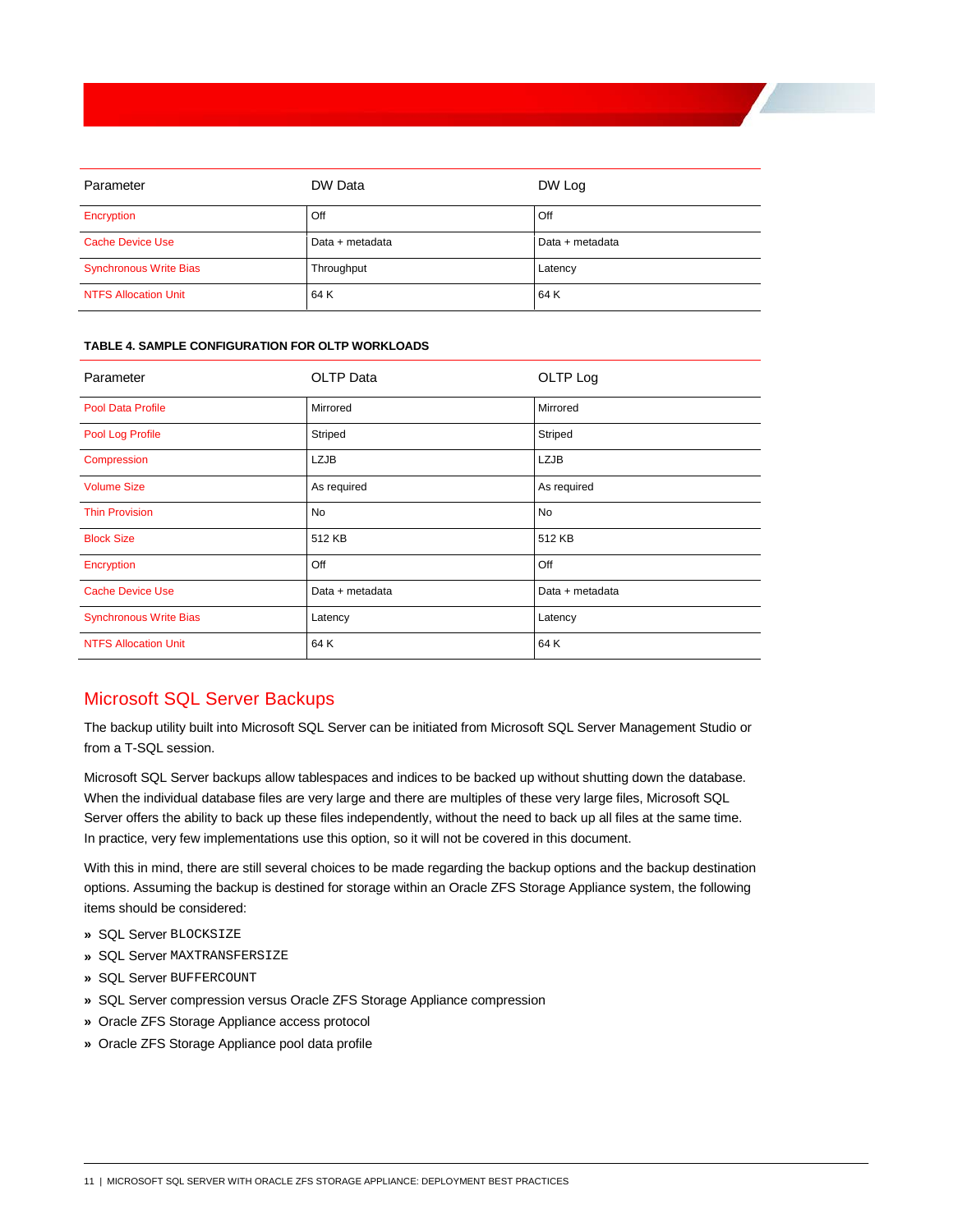| Parameter | DW Data | DW Log |
| --- | --- | --- |
| Encryption | Off | Off |
| Cache Device Use | Data + metadata | Data + metadata |
| Synchronous Write Bias | Throughput | Latency |
| NTFS Allocation Unit | 64 K | 64 K |

**TABLE 4. SAMPLE CONFIGURATION FOR OLTP WORKLOADS**

| Parameter | OLTP Data | OLTP Log |
| --- | --- | --- |
| Pool Data Profile | Mirrored | Mirrored |
| Pool Log Profile | Striped | Striped |
| Compression | LZJB | LZJB |
| Volume Size | As required | As required |
| Thin Provision | No | No |
| Block Size | 512 KB | 512 KB |
| Encryption | Off | Off |
| Cache Device Use | Data + metadata | Data + metadata |
| Synchronous Write Bias | Latency | Latency |
| NTFS Allocation Unit | 64 K | 64 K |

## Microsoft SQL Server Backups

The backup utility built into Microsoft SQL Server can be initiated from Microsoft SQL Server Management Studio or from a T-SQL session.

Microsoft SQL Server backups allow tablespaces and indices to be backed up without shutting down the database. When the individual database files are very large and there are multiples of these very large files, Microsoft SQL Server offers the ability to back up these files independently, without the need to back up all files at the same time. In practice, very few implementations use this option, so it will not be covered in this document.

With this in mind, there are still several choices to be made regarding the backup options and the backup destination options. Assuming the backup is destined for storage within an Oracle ZFS Storage Appliance system, the following items should be considered:

- SQL Server `BLOCKSIZE`
- SQL Server `MAXTRANSFERSIZE`
- SQL Server `BUFFERCOUNT`
- SQL Server compression versus Oracle ZFS Storage Appliance compression
- Oracle ZFS Storage Appliance access protocol
- Oracle ZFS Storage Appliance pool data profile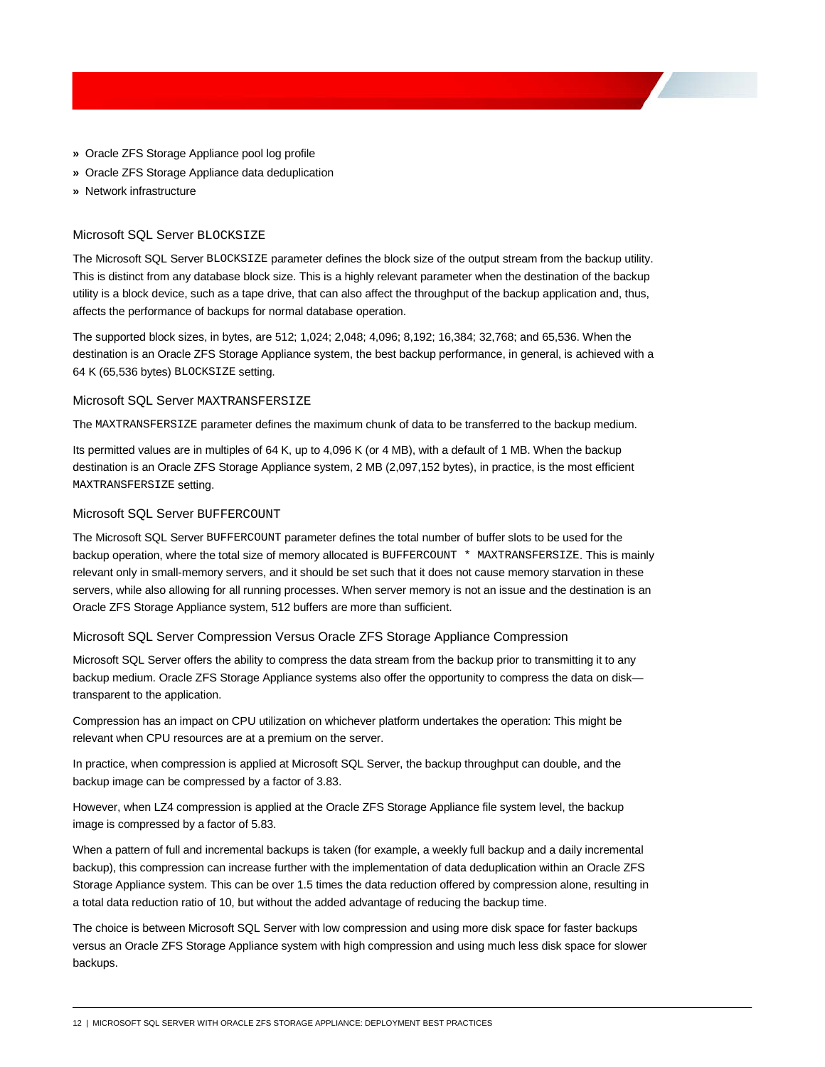» Oracle ZFS Storage Appliance pool log profile
» Oracle ZFS Storage Appliance data deduplication
» Network infrastructure

### Microsoft SQL Server `BLOCKSIZE`

The Microsoft SQL Server `BLOCKSIZE` parameter defines the block size of the output stream from the backup utility. This is distinct from any database block size. This is a highly relevant parameter when the destination of the backup utility is a block device, such as a tape drive, that can also affect the throughput of the backup application and, thus, affects the performance of backups for normal database operation.

The supported block sizes, in bytes, are 512; 1,024; 2,048; 4,096; 8,192; 16,384; 32,768; and 65,536. When the destination is an Oracle ZFS Storage Appliance system, the best backup performance, in general, is achieved with a 64 K (65,536 bytes) `BLOCKSIZE` setting.

### Microsoft SQL Server `MAXTRANSFERSIZE`

The `MAXTRANSFERSIZE` parameter defines the maximum chunk of data to be transferred to the backup medium.

Its permitted values are in multiples of 64 K, up to 4,096 K (or 4 MB), with a default of 1 MB. When the backup destination is an Oracle ZFS Storage Appliance system, 2 MB (2,097,152 bytes), in practice, is the most efficient `MAXTRANSFERSIZE` setting.

### Microsoft SQL Server `BUFFERCOUNT`

The Microsoft SQL Server `BUFFERCOUNT` parameter defines the total number of buffer slots to be used for the backup operation, where the total size of memory allocated is `BUFFERCOUNT * MAXTRANSFERSIZE`. This is mainly relevant only in small-memory servers, and it should be set such that it does not cause memory starvation in these servers, while also allowing for all running processes. When server memory is not an issue and the destination is an Oracle ZFS Storage Appliance system, 512 buffers are more than sufficient.

### Microsoft SQL Server Compression Versus Oracle ZFS Storage Appliance Compression

Microsoft SQL Server offers the ability to compress the data stream from the backup prior to transmitting it to any backup medium. Oracle ZFS Storage Appliance systems also offer the opportunity to compress the data on disk—transparent to the application.

Compression has an impact on CPU utilization on whichever platform undertakes the operation: This might be relevant when CPU resources are at a premium on the server.

In practice, when compression is applied at Microsoft SQL Server, the backup throughput can double, and the backup image can be compressed by a factor of 3.83.

However, when LZ4 compression is applied at the Oracle ZFS Storage Appliance file system level, the backup image is compressed by a factor of 5.83.

When a pattern of full and incremental backups is taken (for example, a weekly full backup and a daily incremental backup), this compression can increase further with the implementation of data deduplication within an Oracle ZFS Storage Appliance system. This can be over 1.5 times the data reduction offered by compression alone, resulting in a total data reduction ratio of 10, but without the added advantage of reducing the backup time.

The choice is between Microsoft SQL Server with low compression and using more disk space for faster backups versus an Oracle ZFS Storage Appliance system with high compression and using much less disk space for slower backups.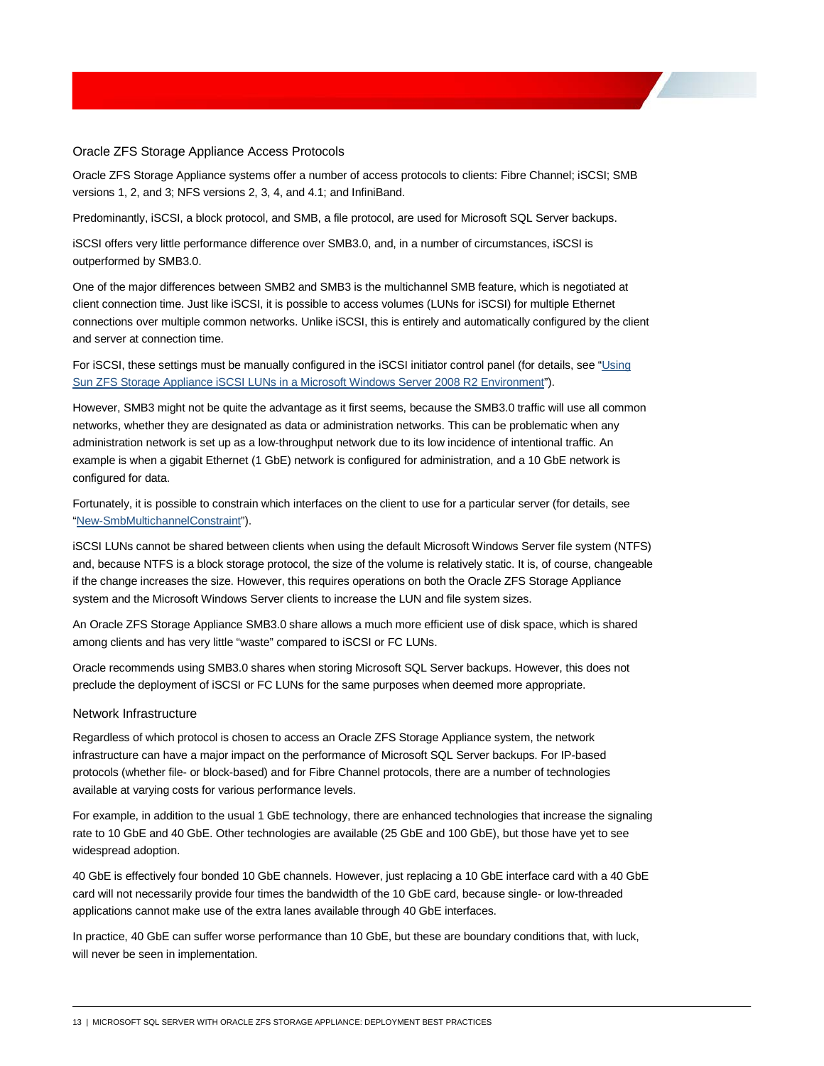## Oracle ZFS Storage Appliance Access Protocols

Oracle ZFS Storage Appliance systems offer a number of access protocols to clients: Fibre Channel; iSCSI; SMB versions 1, 2, and 3; NFS versions 2, 3, 4, and 4.1; and InfiniBand.

Predominantly, iSCSI, a block protocol, and SMB, a file protocol, are used for Microsoft SQL Server backups.

iSCSI offers very little performance difference over SMB3.0, and, in a number of circumstances, iSCSI is outperformed by SMB3.0.

One of the major differences between SMB2 and SMB3 is the multichannel SMB feature, which is negotiated at client connection time. Just like iSCSI, it is possible to access volumes (LUNs for iSCSI) for multiple Ethernet connections over multiple common networks. Unlike iSCSI, this is entirely and automatically configured by the client and server at connection time.

For iSCSI, these settings must be manually configured in the iSCSI initiator control panel (for details, see "Using Sun ZFS Storage Appliance iSCSI LUNs in a Microsoft Windows Server 2008 R2 Environment").

However, SMB3 might not be quite the advantage as it first seems, because the SMB3.0 traffic will use all common networks, whether they are designated as data or administration networks. This can be problematic when any administration network is set up as a low-throughput network due to its low incidence of intentional traffic. An example is when a gigabit Ethernet (1 GbE) network is configured for administration, and a 10 GbE network is configured for data.

Fortunately, it is possible to constrain which interfaces on the client to use for a particular server (for details, see "New-SmbMultichannelConstraint").

iSCSI LUNs cannot be shared between clients when using the default Microsoft Windows Server file system (NTFS) and, because NTFS is a block storage protocol, the size of the volume is relatively static. It is, of course, changeable if the change increases the size. However, this requires operations on both the Oracle ZFS Storage Appliance system and the Microsoft Windows Server clients to increase the LUN and file system sizes.

An Oracle ZFS Storage Appliance SMB3.0 share allows a much more efficient use of disk space, which is shared among clients and has very little "waste" compared to iSCSI or FC LUNs.

Oracle recommends using SMB3.0 shares when storing Microsoft SQL Server backups. However, this does not preclude the deployment of iSCSI or FC LUNs for the same purposes when deemed more appropriate.

## Network Infrastructure

Regardless of which protocol is chosen to access an Oracle ZFS Storage Appliance system, the network infrastructure can have a major impact on the performance of Microsoft SQL Server backups. For IP-based protocols (whether file- or block-based) and for Fibre Channel protocols, there are a number of technologies available at varying costs for various performance levels.

For example, in addition to the usual 1 GbE technology, there are enhanced technologies that increase the signaling rate to 10 GbE and 40 GbE. Other technologies are available (25 GbE and 100 GbE), but those have yet to see widespread adoption.

40 GbE is effectively four bonded 10 GbE channels. However, just replacing a 10 GbE interface card with a 40 GbE card will not necessarily provide four times the bandwidth of the 10 GbE card, because single- or low-threaded applications cannot make use of the extra lanes available through 40 GbE interfaces.

In practice, 40 GbE can suffer worse performance than 10 GbE, but these are boundary conditions that, with luck, will never be seen in implementation.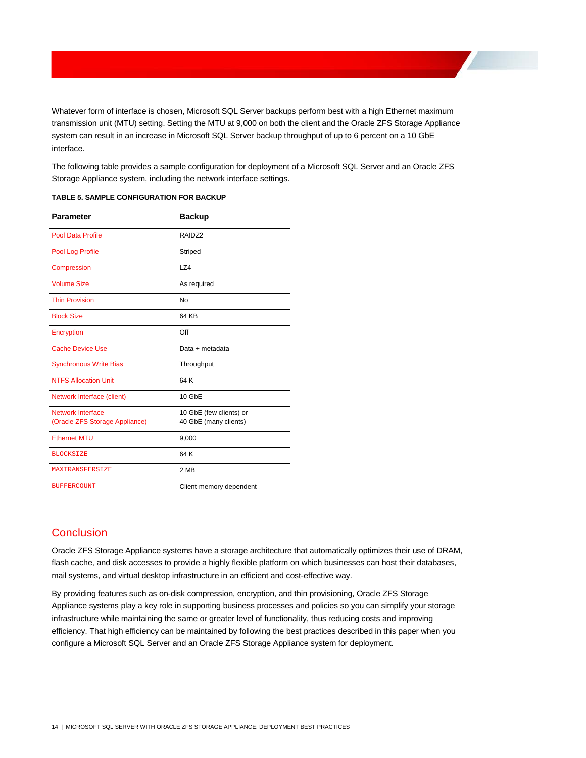Whatever form of interface is chosen, Microsoft SQL Server backups perform best with a high Ethernet maximum transmission unit (MTU) setting. Setting the MTU at 9,000 on both the client and the Oracle ZFS Storage Appliance system can result in an increase in Microsoft SQL Server backup throughput of up to 6 percent on a 10 GbE interface.

The following table provides a sample configuration for deployment of a Microsoft SQL Server and an Oracle ZFS Storage Appliance system, including the network interface settings.

**TABLE 5. SAMPLE CONFIGURATION FOR BACKUP**

| Parameter | Backup |
|---|---|
| Pool Data Profile | RAIDZ2 |
| Pool Log Profile | Striped |
| Compression | LZ4 |
| Volume Size | As required |
| Thin Provision | No |
| Block Size | 64 KB |
| Encryption | Off |
| Cache Device Use | Data + metadata |
| Synchronous Write Bias | Throughput |
| NTFS Allocation Unit | 64 K |
| Network Interface (client) | 10 GbE |
| Network Interface (Oracle ZFS Storage Appliance) | 10 GbE (few clients) or 40 GbE (many clients) |
| Ethernet MTU | 9,000 |
| `BLOCKSIZE` | 64 K |
| `MAXTRANSFERSIZE` | 2 MB |
| `BUFFERCOUNT` | Client-memory dependent |

## Conclusion

Oracle ZFS Storage Appliance systems have a storage architecture that automatically optimizes their use of DRAM, flash cache, and disk accesses to provide a highly flexible platform on which businesses can host their databases, mail systems, and virtual desktop infrastructure in an efficient and cost-effective way.

By providing features such as on-disk compression, encryption, and thin provisioning, Oracle ZFS Storage Appliance systems play a key role in supporting business processes and policies so you can simplify your storage infrastructure while maintaining the same or greater level of functionality, thus reducing costs and improving efficiency. That high efficiency can be maintained by following the best practices described in this paper when you configure a Microsoft SQL Server and an Oracle ZFS Storage Appliance system for deployment.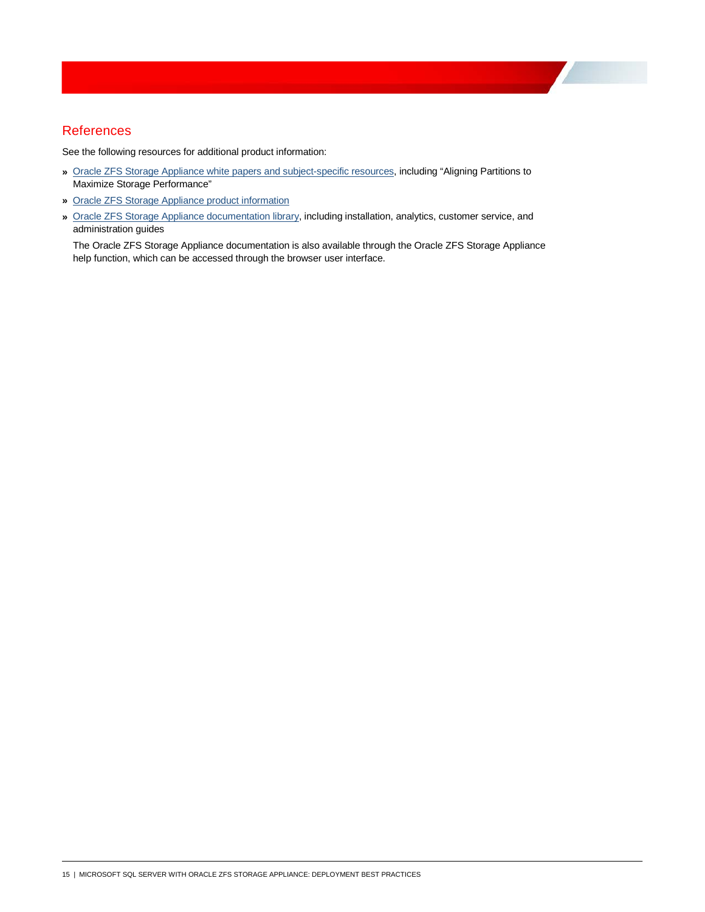## References

See the following resources for additional product information:

- Oracle ZFS Storage Appliance white papers and subject-specific resources, including "Aligning Partitions to Maximize Storage Performance"
- Oracle ZFS Storage Appliance product information
- Oracle ZFS Storage Appliance documentation library, including installation, analytics, customer service, and administration guides

  The Oracle ZFS Storage Appliance documentation is also available through the Oracle ZFS Storage Appliance help function, which can be accessed through the browser user interface.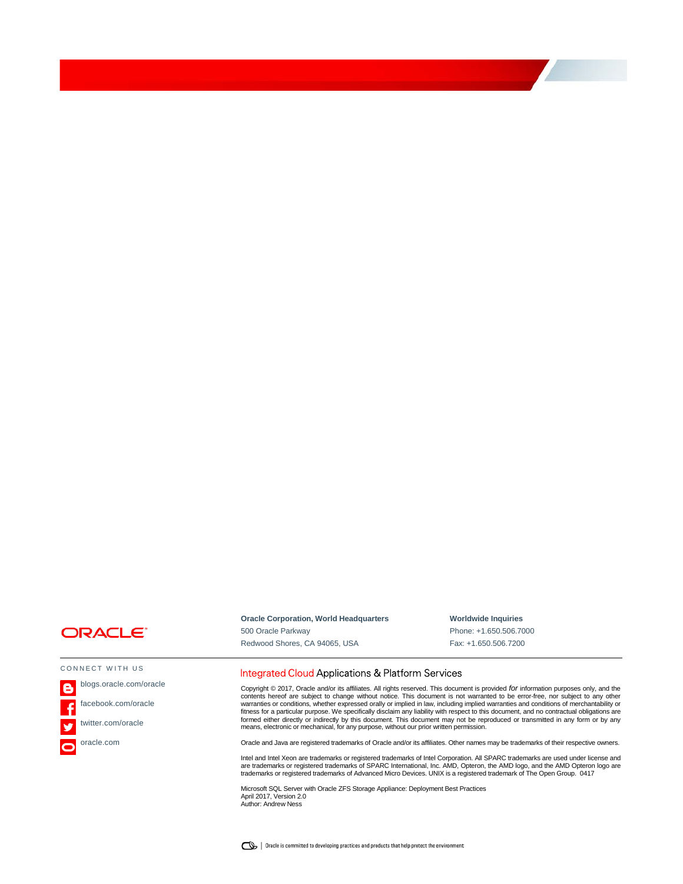ORACLE

**Oracle Corporation, World Headquarters**
500 Oracle Parkway
Redwood Shores, CA 94065, USA

**Worldwide Inquiries**
Phone: +1.650.506.7000
Fax: +1.650.506.7200

CONNECT WITH US

- blogs.oracle.com/oracle
- facebook.com/oracle
- twitter.com/oracle
- oracle.com

Integrated Cloud Applications & Platform Services

Copyright © 2017, Oracle and/or its affiliates. All rights reserved. This document is provided *for* information purposes only, and the contents hereof are subject to change without notice. This document is not warranted to be error-free, nor subject to any other warranties or conditions, whether expressed orally or implied in law, including implied warranties and conditions of merchantability or fitness for a particular purpose. We specifically disclaim any liability with respect to this document, and no contractual obligations are formed either directly or indirectly by this document. This document may not be reproduced or transmitted in any form or by any means, electronic or mechanical, for any purpose, without our prior written permission.

Oracle and Java are registered trademarks of Oracle and/or its affiliates. Other names may be trademarks of their respective owners.

Intel and Intel Xeon are trademarks or registered trademarks of Intel Corporation. All SPARC trademarks are used under license and are trademarks or registered trademarks of SPARC International, Inc. AMD, Opteron, the AMD logo, and the AMD Opteron logo are trademarks or registered trademarks of Advanced Micro Devices. UNIX is a registered trademark of The Open Group. 0417

Microsoft SQL Server with Oracle ZFS Storage Appliance: Deployment Best Practices
April 2017, Version 2.0
Author: Andrew Ness

Oracle is committed to developing practices and products that help protect the environment